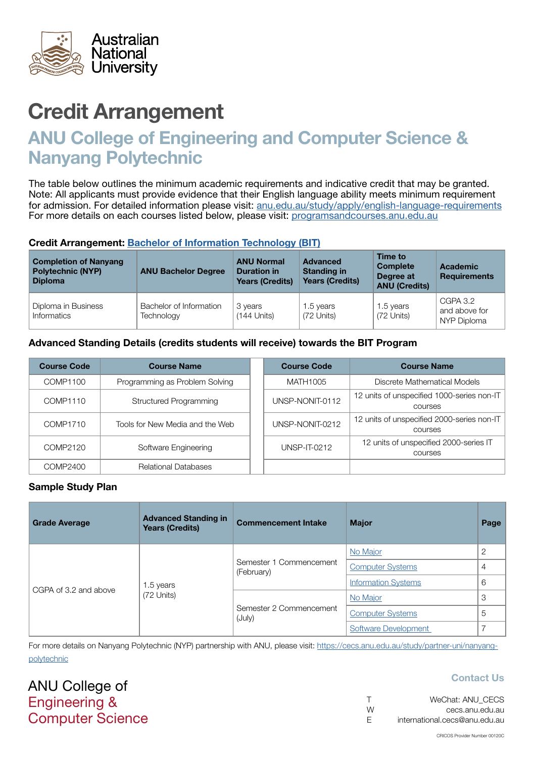Australian National University

# Credit Arrangement

## ANU College of Engineering and Computer Science & Nanyang Polytechnic

The table below outlines the minimum academic requirements and indicative credit that may be granted. Note: All applicants must provide evidence that their English language ability meets minimum requirement for admission. For detailed information please visit: anu.edu.au/study/apply/english-language-requirements
For more details on each courses listed below, please visit: programsandcourses.anu.edu.au

### Credit Arrangement: Bachelor of Information Technology (BIT)

| Completion of Nanyang Polytechnic (NYP) Diploma | ANU Bachelor Degree | ANU Normal Duration in Years (Credits) | Advanced Standing in Years (Credits) | Time to Complete Degree at ANU (Credits) | Academic Requirements |
|---|---|---|---|---|---|
| Diploma in Business Informatics | Bachelor of Information Technology | 3 years (144 Units) | 1.5 years (72 Units) | 1.5 years (72 Units) | CGPA 3.2 and above for NYP Diploma |

### Advanced Standing Details (credits students will receive) towards the BIT Program

| Course Code | Course Name | Course Code | Course Name |
|---|---|---|---|
| COMP1100 | Programming as Problem Solving | MATH1005 | Discrete Mathematical Models |
| COMP1110 | Structured Programming | UNSP-NONIT-0112 | 12 units of unspecified 1000-series non-IT courses |
| COMP1710 | Tools for New Media and the Web | UNSP-NONIT-0212 | 12 units of unspecified 2000-series non-IT courses |
| COMP2120 | Software Engineering | UNSP-IT-0212 | 12 units of unspecified 2000-series IT courses |
| COMP2400 | Relational Databases | | |

### Sample Study Plan

| Grade Average | Advanced Standing in Years (Credits) | Commencement Intake | Major | Page |
|---|---|---|---|---|
| CGPA of 3.2 and above | 1.5 years (72 Units) | Semester 1 Commencement (February) | No Major | 2 |
| | | | Computer Systems | 4 |
| | | | Information Systems | 6 |
| | | Semester 2 Commencement (July) | No Major | 3 |
| | | | Computer Systems | 5 |
| | | | Software Development | 7 |

For more details on Nanyang Polytechnic (NYP) partnership with ANU, please visit: https://cecs.anu.edu.au/study/partner-uni/nanyang-polytechnic

ANU College of Engineering & Computer Science

**Contact Us**

T WeChat: ANU_CECS
W cecs.anu.edu.au
E international.cecs@anu.edu.au

CRICOS Provider Number 00120C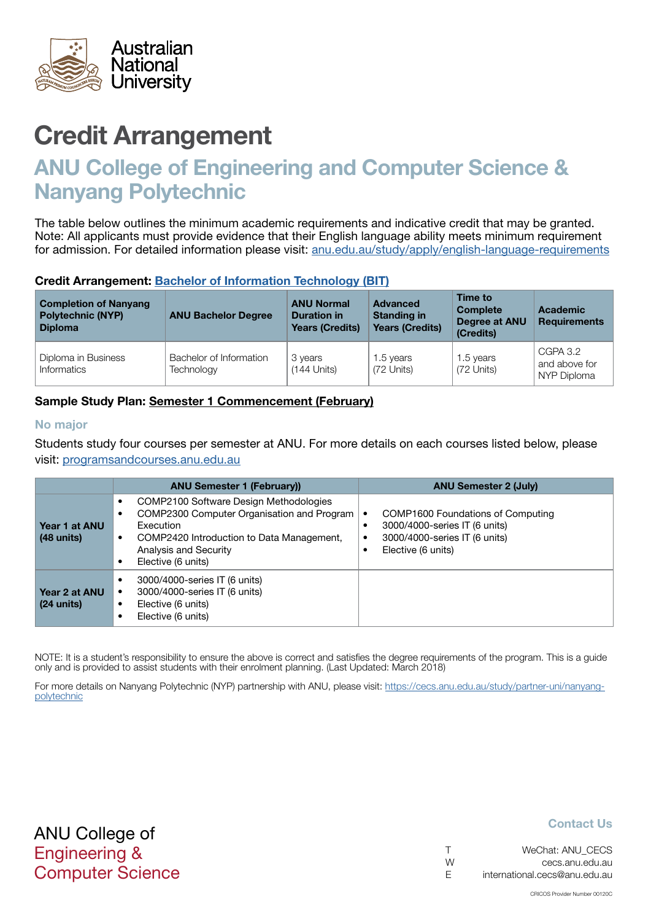Australian National University

# Credit Arrangement

## ANU College of Engineering and Computer Science & Nanyang Polytechnic

The table below outlines the minimum academic requirements and indicative credit that may be granted. Note: All applicants must provide evidence that their English language ability meets minimum requirement for admission. For detailed information please visit: [anu.edu.au/study/apply/english-language-requirements](anu.edu.au/study/apply/english-language-requirements)

**Credit Arrangement: [Bachelor of Information Technology (BIT)]()**

| Completion of Nanyang Polytechnic (NYP) Diploma | ANU Bachelor Degree | ANU Normal Duration in Years (Credits) | Advanced Standing in Years (Credits) | Time to Complete Degree at ANU (Credits) | Academic Requirements |
|---|---|---|---|---|---|
| Diploma in Business Informatics | Bachelor of Information Technology | 3 years (144 Units) | 1.5 years (72 Units) | 1.5 years (72 Units) | CGPA 3.2 and above for NYP Diploma |

**Sample Study Plan: Semester 1 Commencement (February)**

### No major

Students study four courses per semester at ANU. For more details on each courses listed below, please visit: [programsandcourses.anu.edu.au](programsandcourses.anu.edu.au)

| | ANU Semester 1 (February)) | ANU Semester 2 (July) |
|---|---|---|
| **Year 1 at ANU (48 units)** | • COMP2100 Software Design Methodologies<br>• COMP2300 Computer Organisation and Program Execution<br>• COMP2420 Introduction to Data Management, Analysis and Security<br>• Elective (6 units) | • COMP1600 Foundations of Computing<br>• 3000/4000-series IT (6 units)<br>• 3000/4000-series IT (6 units)<br>• Elective (6 units) |
| **Year 2 at ANU (24 units)** | • 3000/4000-series IT (6 units)<br>• 3000/4000-series IT (6 units)<br>• Elective (6 units)<br>• Elective (6 units) | |

NOTE: It is a student's responsibility to ensure the above is correct and satisfies the degree requirements of the program. This is a guide only and is provided to assist students with their enrolment planning. (Last Updated: March 2018)

For more details on Nanyang Polytechnic (NYP) partnership with ANU, please visit: [https://cecs.anu.edu.au/study/partner-uni/nanyang-polytechnic](https://cecs.anu.edu.au/study/partner-uni/nanyang-polytechnic)

ANU College of Engineering & Computer Science

**Contact Us**

T WeChat: ANU_CECS
W cecs.anu.edu.au
E international.cecs@anu.edu.au

CRICOS Provider Number 00120C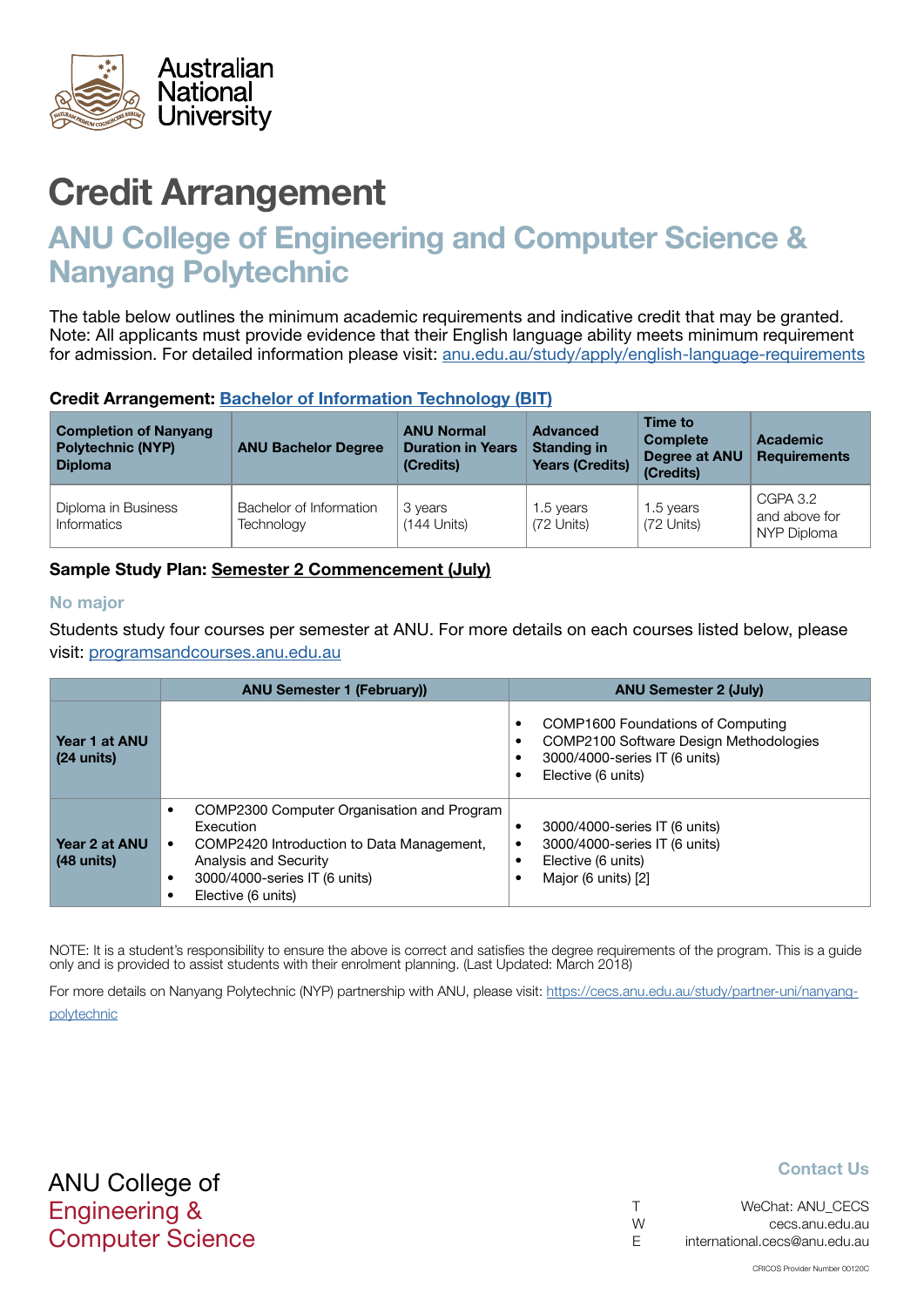# Credit Arrangement

## ANU College of Engineering and Computer Science & Nanyang Polytechnic

The table below outlines the minimum academic requirements and indicative credit that may be granted. Note: All applicants must provide evidence that their English language ability meets minimum requirement for admission. For detailed information please visit: anu.edu.au/study/apply/english-language-requirements

**Credit Arrangement: Bachelor of Information Technology (BIT)**

| Completion of Nanyang Polytechnic (NYP) Diploma | ANU Bachelor Degree | ANU Normal Duration in Years (Credits) | Advanced Standing in Years (Credits) | Time to Complete Degree at ANU (Credits) | Academic Requirements |
|---|---|---|---|---|---|
| Diploma in Business Informatics | Bachelor of Information Technology | 3 years (144 Units) | 1.5 years (72 Units) | 1.5 years (72 Units) | CGPA 3.2 and above for NYP Diploma |

**Sample Study Plan: Semester 2 Commencement (July)**

**No major**

Students study four courses per semester at ANU. For more details on each courses listed below, please visit: programsandcourses.anu.edu.au

| | ANU Semester 1 (February)) | ANU Semester 2 (July) |
|---|---|---|
| **Year 1 at ANU (24 units)** | | • COMP1600 Foundations of Computing<br>• COMP2100 Software Design Methodologies<br>• 3000/4000-series IT (6 units)<br>• Elective (6 units) |
| **Year 2 at ANU (48 units)** | • COMP2300 Computer Organisation and Program Execution<br>• COMP2420 Introduction to Data Management, Analysis and Security<br>• 3000/4000-series IT (6 units)<br>• Elective (6 units) | • 3000/4000-series IT (6 units)<br>• 3000/4000-series IT (6 units)<br>• Elective (6 units)<br>• Major (6 units) [2] |

NOTE: It is a student's responsibility to ensure the above is correct and satisfies the degree requirements of the program. This is a guide only and is provided to assist students with their enrolment planning. (Last Updated: March 2018)

For more details on Nanyang Polytechnic (NYP) partnership with ANU, please visit: https://cecs.anu.edu.au/study/partner-uni/nanyang-polytechnic

ANU College of Engineering & Computer Science

**Contact Us**

T WeChat: ANU_CECS
W cecs.anu.edu.au
E international.cecs@anu.edu.au

CRICOS Provider Number 00120C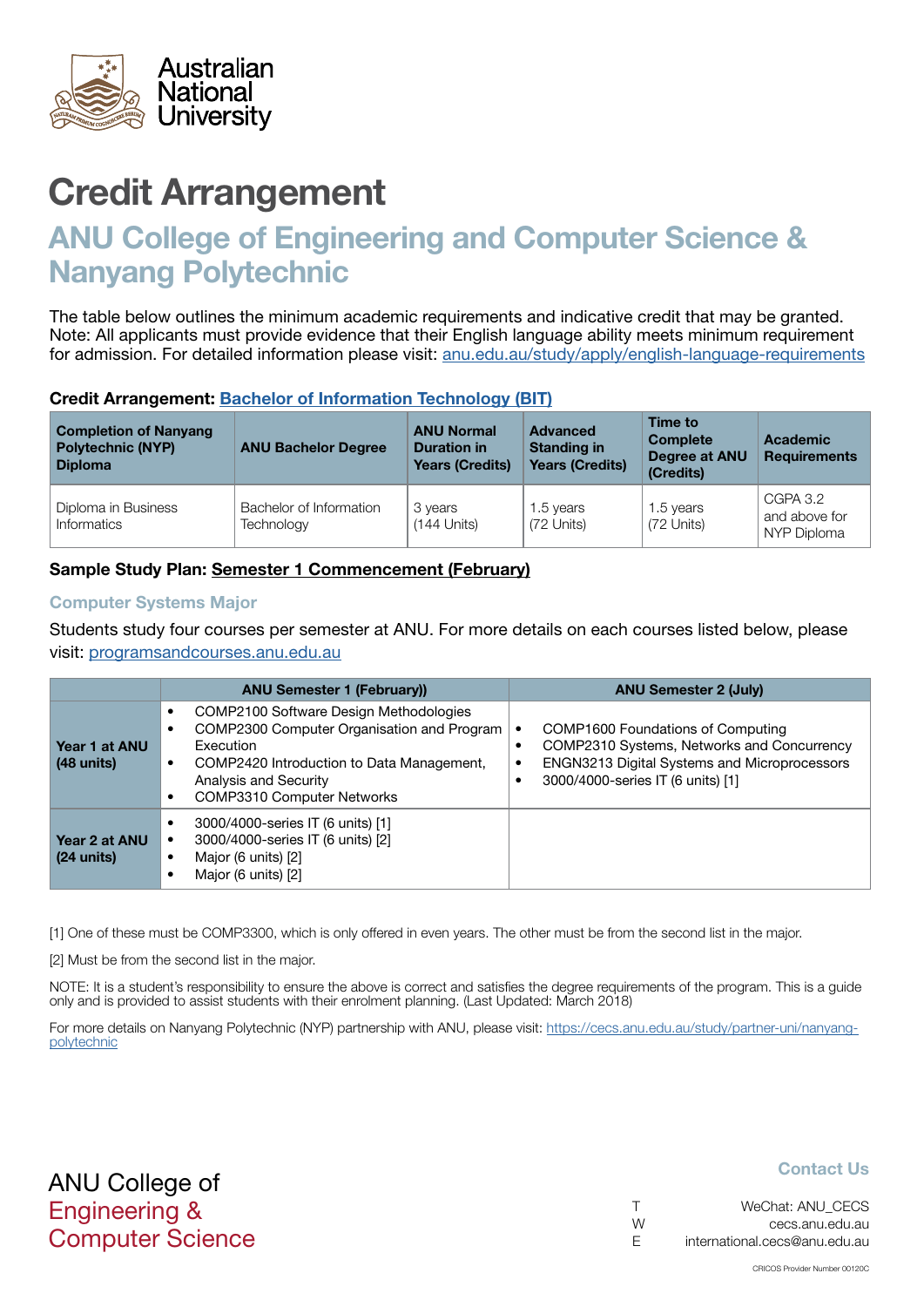Australian National University

# Credit Arrangement

## ANU College of Engineering and Computer Science & Nanyang Polytechnic

The table below outlines the minimum academic requirements and indicative credit that may be granted. Note: All applicants must provide evidence that their English language ability meets minimum requirement for admission. For detailed information please visit: [anu.edu.au/study/apply/english-language-requirements](anu.edu.au/study/apply/english-language-requirements)

**Credit Arrangement: [Bachelor of Information Technology (BIT)]()**

| Completion of Nanyang Polytechnic (NYP) Diploma | ANU Bachelor Degree | ANU Normal Duration in Years (Credits) | Advanced Standing in Years (Credits) | Time to Complete Degree at ANU (Credits) | Academic Requirements |
|---|---|---|---|---|---|
| Diploma in Business Informatics | Bachelor of Information Technology | 3 years (144 Units) | 1.5 years (72 Units) | 1.5 years (72 Units) | CGPA 3.2 and above for NYP Diploma |

**Sample Study Plan: Semester 1 Commencement (February)**

### Computer Systems Major

Students study four courses per semester at ANU. For more details on each courses listed below, please visit: [programsandcourses.anu.edu.au](programsandcourses.anu.edu.au)

| | ANU Semester 1 (February)) | ANU Semester 2 (July) |
|---|---|---|
| **Year 1 at ANU (48 units)** | • COMP2100 Software Design Methodologies<br>• COMP2300 Computer Organisation and Program Execution<br>• COMP2420 Introduction to Data Management, Analysis and Security<br>• COMP3310 Computer Networks | • COMP1600 Foundations of Computing<br>• COMP2310 Systems, Networks and Concurrency<br>• ENGN3213 Digital Systems and Microprocessors<br>• 3000/4000-series IT (6 units) [1] |
| **Year 2 at ANU (24 units)** | • 3000/4000-series IT (6 units) [1]<br>• 3000/4000-series IT (6 units) [2]<br>• Major (6 units) [2]<br>• Major (6 units) [2] | |

[1] One of these must be COMP3300, which is only offered in even years. The other must be from the second list in the major.

[2] Must be from the second list in the major.

NOTE: It is a student's responsibility to ensure the above is correct and satisfies the degree requirements of the program. This is a guide only and is provided to assist students with their enrolment planning. (Last Updated: March 2018)

For more details on Nanyang Polytechnic (NYP) partnership with ANU, please visit: [https://cecs.anu.edu.au/study/partner-uni/nanyang-polytechnic](https://cecs.anu.edu.au/study/partner-uni/nanyang-polytechnic)

ANU College of Engineering & Computer Science

**Contact Us**

T WeChat: ANU_CECS
W cecs.anu.edu.au
E international.cecs@anu.edu.au

CRICOS Provider Number 00120C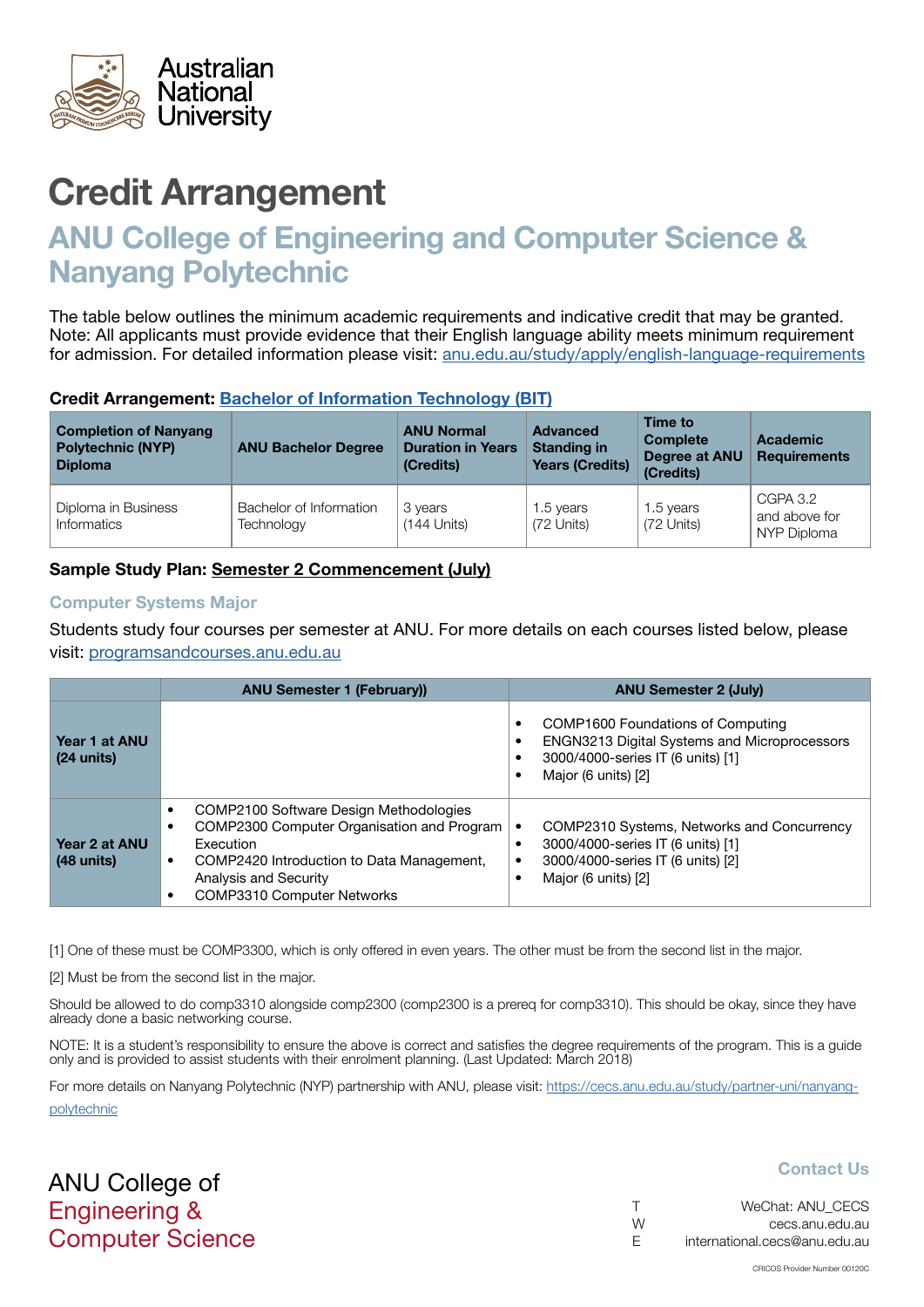Australian National University

# Credit Arrangement

## ANU College of Engineering and Computer Science & Nanyang Polytechnic

The table below outlines the minimum academic requirements and indicative credit that may be granted. Note: All applicants must provide evidence that their English language ability meets minimum requirement for admission. For detailed information please visit: anu.edu.au/study/apply/english-language-requirements

**Credit Arrangement: Bachelor of Information Technology (BIT)**

| Completion of Nanyang Polytechnic (NYP) Diploma | ANU Bachelor Degree | ANU Normal Duration in Years (Credits) | Advanced Standing in Years (Credits) | Time to Complete Degree at ANU (Credits) | Academic Requirements |
|---|---|---|---|---|---|
| Diploma in Business Informatics | Bachelor of Information Technology | 3 years (144 Units) | 1.5 years (72 Units) | 1.5 years (72 Units) | CGPA 3.2 and above for NYP Diploma |

**Sample Study Plan: Semester 2 Commencement (July)**

### Computer Systems Major

Students study four courses per semester at ANU. For more details on each courses listed below, please visit: programsandcourses.anu.edu.au

| | ANU Semester 1 (February)) | ANU Semester 2 (July) |
|---|---|---|
| **Year 1 at ANU (24 units)** | | • COMP1600 Foundations of Computing<br>• ENGN3213 Digital Systems and Microprocessors<br>• 3000/4000-series IT (6 units) [1]<br>• Major (6 units) [2] |
| **Year 2 at ANU (48 units)** | • COMP2100 Software Design Methodologies<br>• COMP2300 Computer Organisation and Program Execution<br>• COMP2420 Introduction to Data Management, Analysis and Security<br>• COMP3310 Computer Networks | • COMP2310 Systems, Networks and Concurrency<br>• 3000/4000-series IT (6 units) [1]<br>• 3000/4000-series IT (6 units) [2]<br>• Major (6 units) [2] |

[1] One of these must be COMP3300, which is only offered in even years. The other must be from the second list in the major.

[2] Must be from the second list in the major.

Should be allowed to do comp3310 alongside comp2300 (comp2300 is a prereq for comp3310). This should be okay, since they have already done a basic networking course.

NOTE: It is a student's responsibility to ensure the above is correct and satisfies the degree requirements of the program. This is a guide only and is provided to assist students with their enrolment planning. (Last Updated: March 2018)

For more details on Nanyang Polytechnic (NYP) partnership with ANU, please visit: https://cecs.anu.edu.au/study/partner-uni/nanyang-polytechnic

ANU College of Engineering & Computer Science

**Contact Us**

T WeChat: ANU_CECS
W cecs.anu.edu.au
E international.cecs@anu.edu.au

CRICOS Provider Number 00120C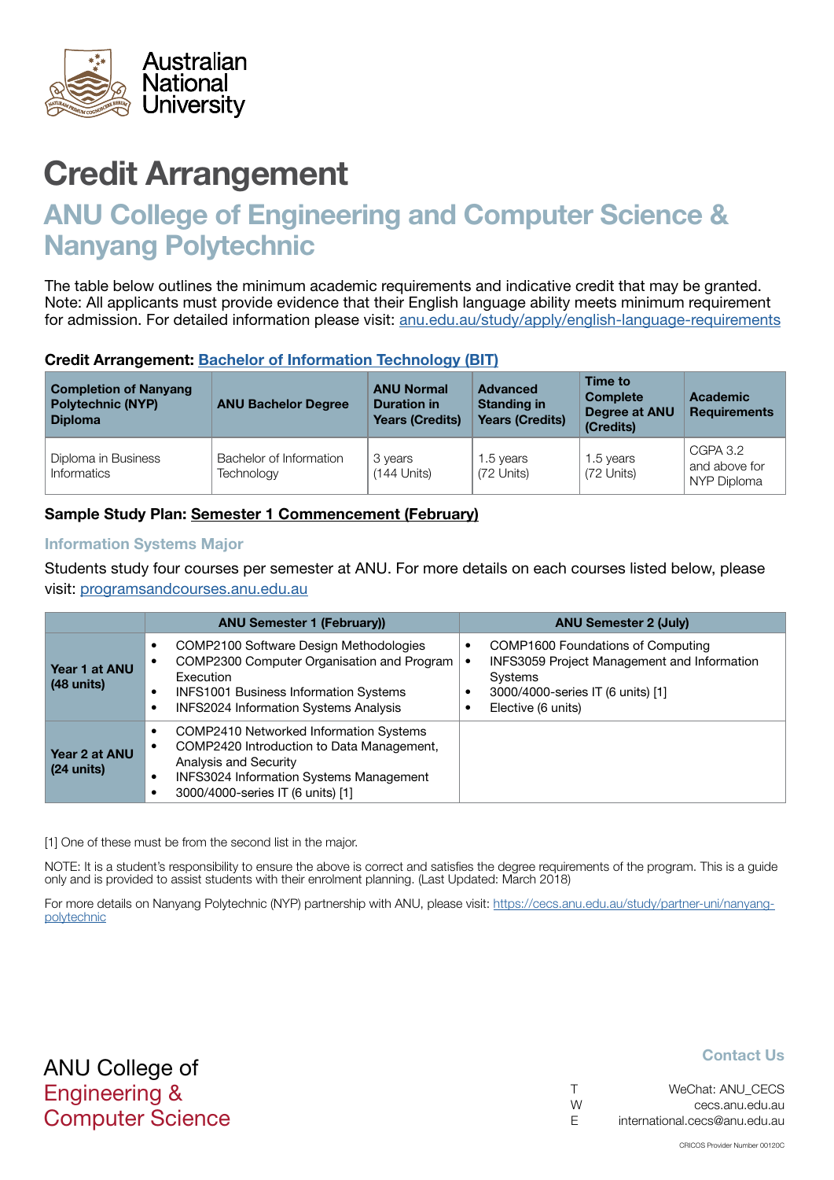Australian National University

# Credit Arrangement

## ANU College of Engineering and Computer Science & Nanyang Polytechnic

The table below outlines the minimum academic requirements and indicative credit that may be granted.
Note: All applicants must provide evidence that their English language ability meets minimum requirement for admission. For detailed information please visit: anu.edu.au/study/apply/english-language-requirements

**Credit Arrangement: Bachelor of Information Technology (BIT)**

| Completion of Nanyang Polytechnic (NYP) Diploma | ANU Bachelor Degree | ANU Normal Duration in Years (Credits) | Advanced Standing in Years (Credits) | Time to Complete Degree at ANU (Credits) | Academic Requirements |
|---|---|---|---|---|---|
| Diploma in Business Informatics | Bachelor of Information Technology | 3 years (144 Units) | 1.5 years (72 Units) | 1.5 years (72 Units) | CGPA 3.2 and above for NYP Diploma |

**Sample Study Plan: Semester 1 Commencement (February)**

### Information Systems Major

Students study four courses per semester at ANU. For more details on each courses listed below, please visit: programsandcourses.anu.edu.au

| | ANU Semester 1 (February)) | ANU Semester 2 (July) |
|---|---|---|
| **Year 1 at ANU (48 units)** | • COMP2100 Software Design Methodologies<br>• COMP2300 Computer Organisation and Program Execution<br>• INFS1001 Business Information Systems<br>• INFS2024 Information Systems Analysis | • COMP1600 Foundations of Computing<br>• INFS3059 Project Management and Information Systems<br>• 3000/4000-series IT (6 units) [1]<br>• Elective (6 units) |
| **Year 2 at ANU (24 units)** | • COMP2410 Networked Information Systems<br>• COMP2420 Introduction to Data Management, Analysis and Security<br>• INFS3024 Information Systems Management<br>• 3000/4000-series IT (6 units) [1] | |

[1] One of these must be from the second list in the major.

NOTE: It is a student's responsibility to ensure the above is correct and satisfies the degree requirements of the program. This is a guide only and is provided to assist students with their enrolment planning. (Last Updated: March 2018)

For more details on Nanyang Polytechnic (NYP) partnership with ANU, please visit: https://cecs.anu.edu.au/study/partner-uni/nanyang-polytechnic

ANU College of Engineering & Computer Science

**Contact Us**

T WeChat: ANU_CECS
W cecs.anu.edu.au
E international.cecs@anu.edu.au

CRICOS Provider Number 00120C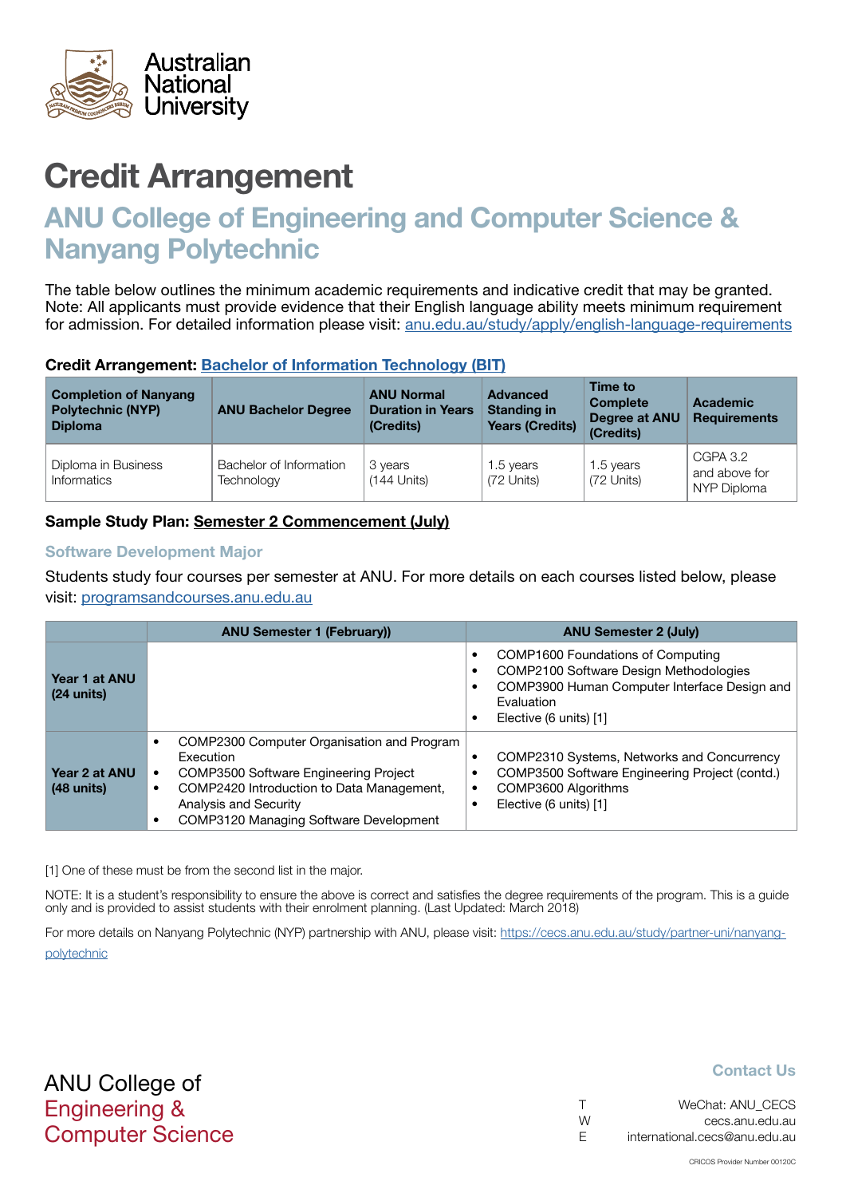# Credit Arrangement

## ANU College of Engineering and Computer Science & Nanyang Polytechnic

The table below outlines the minimum academic requirements and indicative credit that may be granted. Note: All applicants must provide evidence that their English language ability meets minimum requirement for admission. For detailed information please visit: [anu.edu.au/study/apply/english-language-requirements](anu.edu.au/study/apply/english-language-requirements)

**Credit Arrangement: [Bachelor of Information Technology (BIT)]()**

| Completion of Nanyang Polytechnic (NYP) Diploma | ANU Bachelor Degree | ANU Normal Duration in Years (Credits) | Advanced Standing in Years (Credits) | Time to Complete Degree at ANU (Credits) | Academic Requirements |
|---|---|---|---|---|---|
| Diploma in Business Informatics | Bachelor of Information Technology | 3 years (144 Units) | 1.5 years (72 Units) | 1.5 years (72 Units) | CGPA 3.2 and above for NYP Diploma |

**Sample Study Plan: Semester 2 Commencement (July)**

### Software Development Major

Students study four courses per semester at ANU. For more details on each courses listed below, please visit: [programsandcourses.anu.edu.au](programsandcourses.anu.edu.au)

| | ANU Semester 1 (February)) | ANU Semester 2 (July) |
|---|---|---|
| **Year 1 at ANU (24 units)** | | • COMP1600 Foundations of Computing<br>• COMP2100 Software Design Methodologies<br>• COMP3900 Human Computer Interface Design and Evaluation<br>• Elective (6 units) [1] |
| **Year 2 at ANU (48 units)** | • COMP2300 Computer Organisation and Program Execution<br>• COMP3500 Software Engineering Project<br>• COMP2420 Introduction to Data Management, Analysis and Security<br>• COMP3120 Managing Software Development | • COMP2310 Systems, Networks and Concurrency<br>• COMP3500 Software Engineering Project (contd.)<br>• COMP3600 Algorithms<br>• Elective (6 units) [1] |

[1] One of these must be from the second list in the major.

NOTE: It is a student's responsibility to ensure the above is correct and satisfies the degree requirements of the program. This is a guide only and is provided to assist students with their enrolment planning. (Last Updated: March 2018)

For more details on Nanyang Polytechnic (NYP) partnership with ANU, please visit: [https://cecs.anu.edu.au/study/partner-uni/nanyang-polytechnic](https://cecs.anu.edu.au/study/partner-uni/nanyang-polytechnic)

ANU College of
Engineering &
Computer Science

**Contact Us**

T WeChat: ANU_CECS
W cecs.anu.edu.au
E international.cecs@anu.edu.au

CRICOS Provider Number 00120C